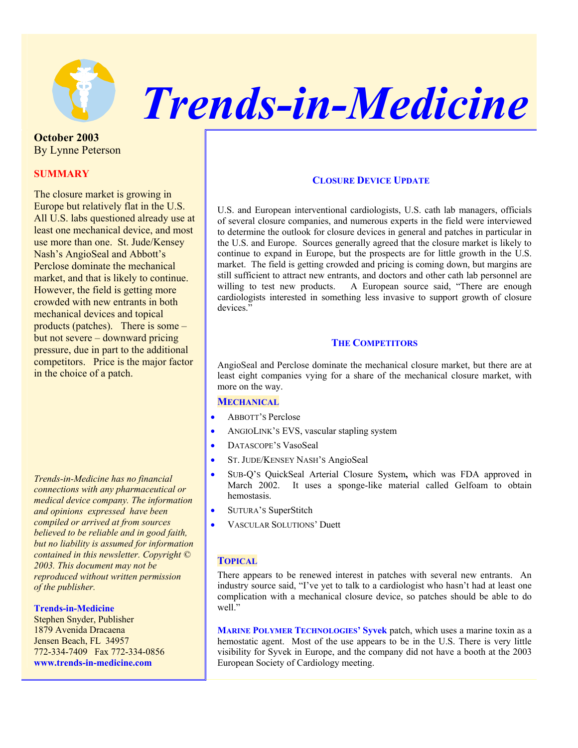# Trends-in-Medicine

**October 2003**
By Lynne Peterson

## SUMMARY

The closure market is growing in Europe but relatively flat in the U.S. All U.S. labs questioned already use at least one mechanical device, and most use more than one. St. Jude/Kensey Nash's AngioSeal and Abbott's Perclose dominate the mechanical market, and that is likely to continue. However, the field is getting more crowded with new entrants in both mechanical devices and topical products (patches). There is some – but not severe – downward pricing pressure, due in part to the additional competitors. Price is the major factor in the choice of a patch.

*Trends-in-Medicine has no financial connections with any pharmaceutical or medical device company. The information and opinions expressed have been compiled or arrived at from sources believed to be reliable and in good faith, but no liability is assumed for information contained in this newsletter. Copyright © 2003. This document may not be reproduced without written permission of the publisher.*

**Trends-in-Medicine**
Stephen Snyder, Publisher
1879 Avenida Dracaena
Jensen Beach, FL 34957
772-334-7409 Fax 772-334-0856
**www.trends-in-medicine.com**

## CLOSURE DEVICE UPDATE

U.S. and European interventional cardiologists, U.S. cath lab managers, officials of several closure companies, and numerous experts in the field were interviewed to determine the outlook for closure devices in general and patches in particular in the U.S. and Europe. Sources generally agreed that the closure market is likely to continue to expand in Europe, but the prospects are for little growth in the U.S. market. The field is getting crowded and pricing is coming down, but margins are still sufficient to attract new entrants, and doctors and other cath lab personnel are willing to test new products. A European source said, "There are enough cardiologists interested in something less invasive to support growth of closure devices."

## THE COMPETITORS

AngioSeal and Perclose dominate the mechanical closure market, but there are at least eight companies vying for a share of the mechanical closure market, with more on the way.

### MECHANICAL

- ABBOTT'S Perclose
- ANGIOLINK'S EVS, vascular stapling system
- DATASCOPE'S VasoSeal
- ST. JUDE/KENSEY NASH'S AngioSeal
- SUB-Q'S QuickSeal Arterial Closure System**,** which was FDA approved in March 2002. It uses a sponge-like material called Gelfoam to obtain hemostasis.
- SUTURA'S SuperStitch
- VASCULAR SOLUTIONS' Duett

### TOPICAL

There appears to be renewed interest in patches with several new entrants. An industry source said, "I've yet to talk to a cardiologist who hasn't had at least one complication with a mechanical closure device, so patches should be able to do well."

**MARINE POLYMER TECHNOLOGIES' Syvek** patch, which uses a marine toxin as a hemostatic agent. Most of the use appears to be in the U.S. There is very little visibility for Syvek in Europe, and the company did not have a booth at the 2003 European Society of Cardiology meeting.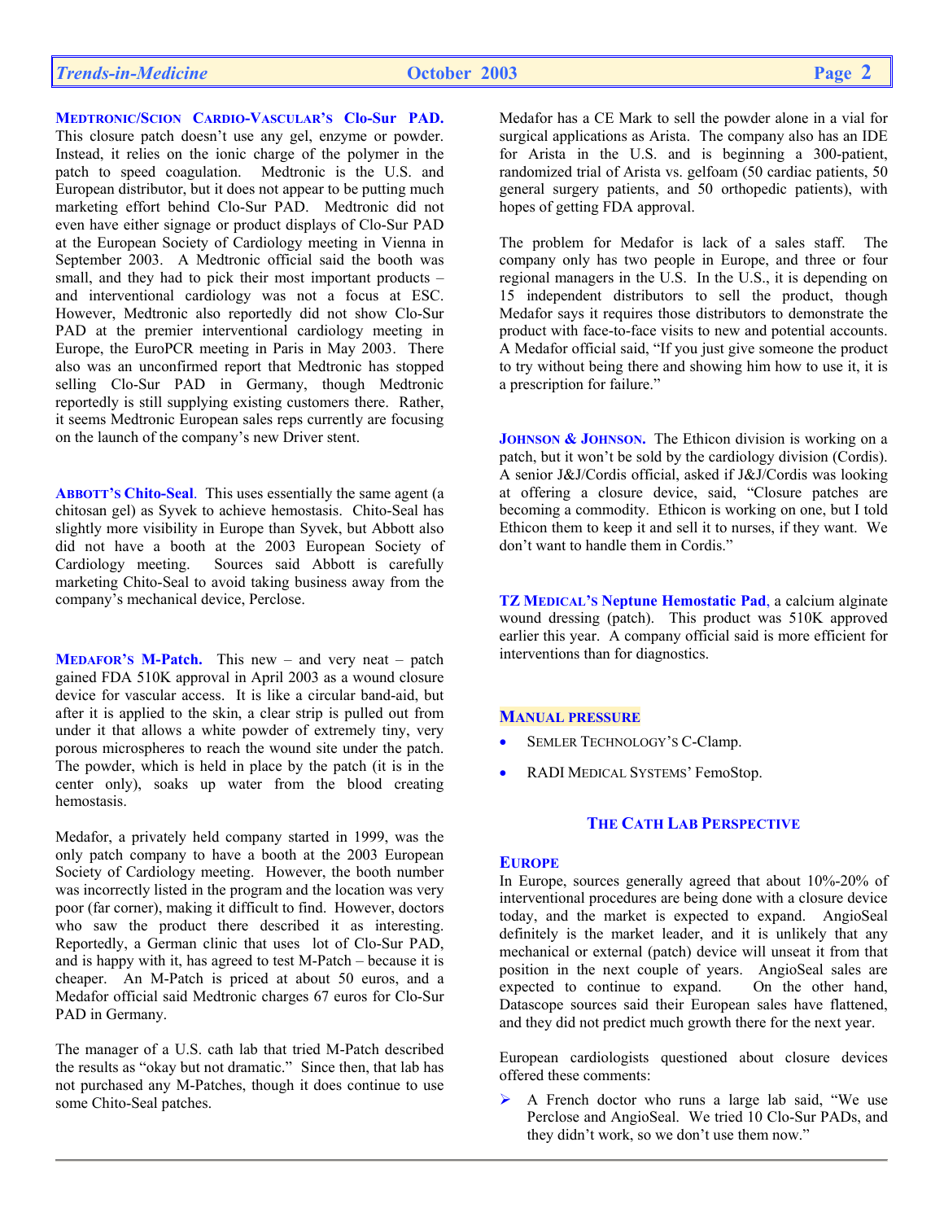**MEDTRONIC/SCION CARDIO-VASCULAR'S Clo-Sur PAD.** This closure patch doesn't use any gel, enzyme or powder. Instead, it relies on the ionic charge of the polymer in the patch to speed coagulation. Medtronic is the U.S. and European distributor, but it does not appear to be putting much marketing effort behind Clo-Sur PAD. Medtronic did not even have either signage or product displays of Clo-Sur PAD at the European Society of Cardiology meeting in Vienna in September 2003. A Medtronic official said the booth was small, and they had to pick their most important products – and interventional cardiology was not a focus at ESC. However, Medtronic also reportedly did not show Clo-Sur PAD at the premier interventional cardiology meeting in Europe, the EuroPCR meeting in Paris in May 2003. There also was an unconfirmed report that Medtronic has stopped selling Clo-Sur PAD in Germany, though Medtronic reportedly is still supplying existing customers there. Rather, it seems Medtronic European sales reps currently are focusing on the launch of the company's new Driver stent.

**ABBOTT'S Chito-Seal**. This uses essentially the same agent (a chitosan gel) as Syvek to achieve hemostasis. Chito-Seal has slightly more visibility in Europe than Syvek, but Abbott also did not have a booth at the 2003 European Society of Cardiology meeting. Sources said Abbott is carefully marketing Chito-Seal to avoid taking business away from the company's mechanical device, Perclose.

**MEDAFOR'S M-Patch.** This new – and very neat – patch gained FDA 510K approval in April 2003 as a wound closure device for vascular access. It is like a circular band-aid, but after it is applied to the skin, a clear strip is pulled out from under it that allows a white powder of extremely tiny, very porous microspheres to reach the wound site under the patch. The powder, which is held in place by the patch (it is in the center only), soaks up water from the blood creating hemostasis.

Medafor, a privately held company started in 1999, was the only patch company to have a booth at the 2003 European Society of Cardiology meeting. However, the booth number was incorrectly listed in the program and the location was very poor (far corner), making it difficult to find. However, doctors who saw the product there described it as interesting. Reportedly, a German clinic that uses lot of Clo-Sur PAD, and is happy with it, has agreed to test M-Patch – because it is cheaper. An M-Patch is priced at about 50 euros, and a Medafor official said Medtronic charges 67 euros for Clo-Sur PAD in Germany.

The manager of a U.S. cath lab that tried M-Patch described the results as "okay but not dramatic." Since then, that lab has not purchased any M-Patches, though it does continue to use some Chito-Seal patches.

Medafor has a CE Mark to sell the powder alone in a vial for surgical applications as Arista. The company also has an IDE for Arista in the U.S. and is beginning a 300-patient, randomized trial of Arista vs. gelfoam (50 cardiac patients, 50 general surgery patients, and 50 orthopedic patients), with hopes of getting FDA approval.

The problem for Medafor is lack of a sales staff. The company only has two people in Europe, and three or four regional managers in the U.S. In the U.S., it is depending on 15 independent distributors to sell the product, though Medafor says it requires those distributors to demonstrate the product with face-to-face visits to new and potential accounts. A Medafor official said, "If you just give someone the product to try without being there and showing him how to use it, it is a prescription for failure."

**JOHNSON & JOHNSON.** The Ethicon division is working on a patch, but it won't be sold by the cardiology division (Cordis). A senior J&J/Cordis official, asked if J&J/Cordis was looking at offering a closure device, said, "Closure patches are becoming a commodity. Ethicon is working on one, but I told Ethicon them to keep it and sell it to nurses, if they want. We don't want to handle them in Cordis."

**TZ MEDICAL'S Neptune Hemostatic Pad**, a calcium alginate wound dressing (patch). This product was 510K approved earlier this year. A company official said is more efficient for interventions than for diagnostics.

### MANUAL PRESSURE

- SEMLER TECHNOLOGY'S C-Clamp.
- RADI MEDICAL SYSTEMS' FemoStop.

## THE CATH LAB PERSPECTIVE

### EUROPE

In Europe, sources generally agreed that about 10%-20% of interventional procedures are being done with a closure device today, and the market is expected to expand. AngioSeal definitely is the market leader, and it is unlikely that any mechanical or external (patch) device will unseat it from that position in the next couple of years. AngioSeal sales are expected to continue to expand. On the other hand, Datascope sources said their European sales have flattened, and they did not predict much growth there for the next year.

European cardiologists questioned about closure devices offered these comments:

- A French doctor who runs a large lab said, "We use Perclose and AngioSeal. We tried 10 Clo-Sur PADs, and they didn't work, so we don't use them now."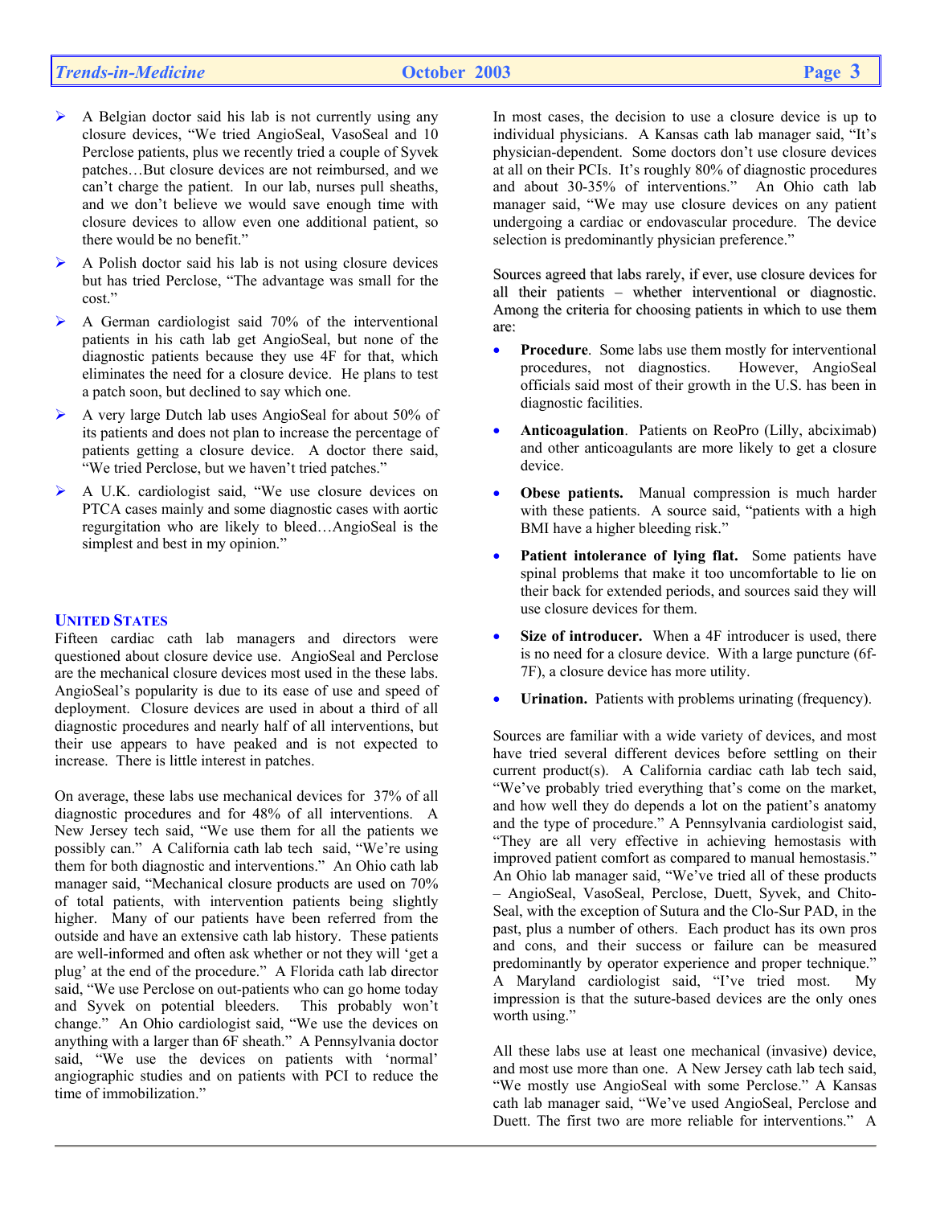- A Belgian doctor said his lab is not currently using any closure devices, "We tried AngioSeal, VasoSeal and 10 Perclose patients, plus we recently tried a couple of Syvek patches…But closure devices are not reimbursed, and we can't charge the patient. In our lab, nurses pull sheaths, and we don't believe we would save enough time with closure devices to allow even one additional patient, so there would be no benefit."
- A Polish doctor said his lab is not using closure devices but has tried Perclose, "The advantage was small for the cost."
- A German cardiologist said 70% of the interventional patients in his cath lab get AngioSeal, but none of the diagnostic patients because they use 4F for that, which eliminates the need for a closure device. He plans to test a patch soon, but declined to say which one.
- A very large Dutch lab uses AngioSeal for about 50% of its patients and does not plan to increase the percentage of patients getting a closure device. A doctor there said, "We tried Perclose, but we haven't tried patches."
- A U.K. cardiologist said, "We use closure devices on PTCA cases mainly and some diagnostic cases with aortic regurgitation who are likely to bleed…AngioSeal is the simplest and best in my opinion."

## UNITED STATES

Fifteen cardiac cath lab managers and directors were questioned about closure device use. AngioSeal and Perclose are the mechanical closure devices most used in the these labs. AngioSeal's popularity is due to its ease of use and speed of deployment. Closure devices are used in about a third of all diagnostic procedures and nearly half of all interventions, but their use appears to have peaked and is not expected to increase. There is little interest in patches.

On average, these labs use mechanical devices for 37% of all diagnostic procedures and for 48% of all interventions. A New Jersey tech said, "We use them for all the patients we possibly can." A California cath lab tech said, "We're using them for both diagnostic and interventions." An Ohio cath lab manager said, "Mechanical closure products are used on 70% of total patients, with intervention patients being slightly higher. Many of our patients have been referred from the outside and have an extensive cath lab history. These patients are well-informed and often ask whether or not they will 'get a plug' at the end of the procedure." A Florida cath lab director said, "We use Perclose on out-patients who can go home today and Syvek on potential bleeders. This probably won't change." An Ohio cardiologist said, "We use the devices on anything with a larger than 6F sheath." A Pennsylvania doctor said, "We use the devices on patients with 'normal' angiographic studies and on patients with PCI to reduce the time of immobilization."

In most cases, the decision to use a closure device is up to individual physicians. A Kansas cath lab manager said, "It's physician-dependent. Some doctors don't use closure devices at all on their PCIs. It's roughly 80% of diagnostic procedures and about 30-35% of interventions." An Ohio cath lab manager said, "We may use closure devices on any patient undergoing a cardiac or endovascular procedure. The device selection is predominantly physician preference."

Sources agreed that labs rarely, if ever, use closure devices for all their patients – whether interventional or diagnostic. Among the criteria for choosing patients in which to use them are:

- **Procedure**. Some labs use them mostly for interventional procedures, not diagnostics. However, AngioSeal officials said most of their growth in the U.S. has been in diagnostic facilities.
- **Anticoagulation**. Patients on ReoPro (Lilly, abciximab) and other anticoagulants are more likely to get a closure device.
- **Obese patients.** Manual compression is much harder with these patients. A source said, "patients with a high BMI have a higher bleeding risk."
- **Patient intolerance of lying flat.** Some patients have spinal problems that make it too uncomfortable to lie on their back for extended periods, and sources said they will use closure devices for them.
- **Size of introducer.** When a 4F introducer is used, there is no need for a closure device. With a large puncture (6f-7F), a closure device has more utility.
- **Urination.** Patients with problems urinating (frequency).

Sources are familiar with a wide variety of devices, and most have tried several different devices before settling on their current product(s). A California cardiac cath lab tech said, "We've probably tried everything that's come on the market, and how well they do depends a lot on the patient's anatomy and the type of procedure." A Pennsylvania cardiologist said, "They are all very effective in achieving hemostasis with improved patient comfort as compared to manual hemostasis." An Ohio lab manager said, "We've tried all of these products – AngioSeal, VasoSeal, Perclose, Duett, Syvek, and Chito-Seal, with the exception of Sutura and the Clo-Sur PAD, in the past, plus a number of others. Each product has its own pros and cons, and their success or failure can be measured predominantly by operator experience and proper technique." A Maryland cardiologist said, "I've tried most. My impression is that the suture-based devices are the only ones worth using."

All these labs use at least one mechanical (invasive) device, and most use more than one. A New Jersey cath lab tech said, "We mostly use AngioSeal with some Perclose." A Kansas cath lab manager said, "We've used AngioSeal, Perclose and Duett. The first two are more reliable for interventions." A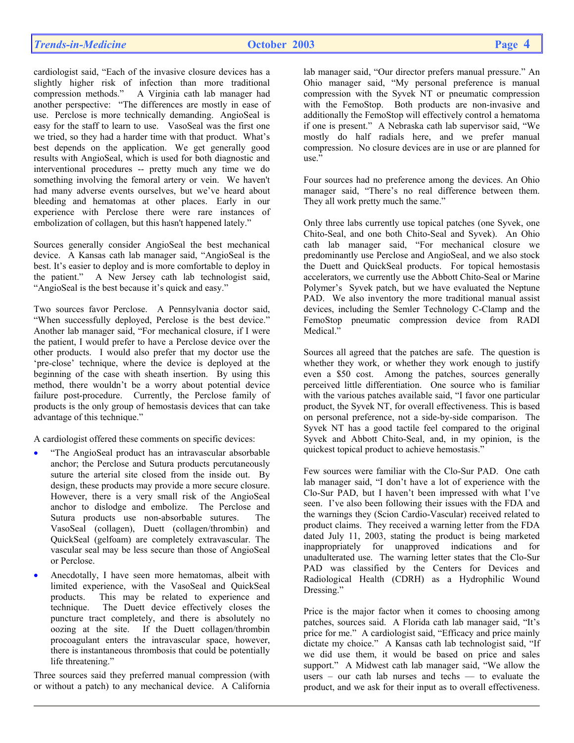cardiologist said, "Each of the invasive closure devices has a slightly higher risk of infection than more traditional compression methods." A Virginia cath lab manager had another perspective: "The differences are mostly in ease of use. Perclose is more technically demanding. AngioSeal is easy for the staff to learn to use. VasoSeal was the first one we tried, so they had a harder time with that product. What's best depends on the application. We get generally good results with AngioSeal, which is used for both diagnostic and interventional procedures -- pretty much any time we do something involving the femoral artery or vein. We haven't had many adverse events ourselves, but we've heard about bleeding and hematomas at other places. Early in our experience with Perclose there were rare instances of embolization of collagen, but this hasn't happened lately."

Sources generally consider AngioSeal the best mechanical device. A Kansas cath lab manager said, "AngioSeal is the best. It's easier to deploy and is more comfortable to deploy in the patient." A New Jersey cath lab technologist said, "AngioSeal is the best because it's quick and easy."

Two sources favor Perclose. A Pennsylvania doctor said, "When successfully deployed, Perclose is the best device." Another lab manager said, "For mechanical closure, if I were the patient, I would prefer to have a Perclose device over the other products. I would also prefer that my doctor use the 'pre-close' technique, where the device is deployed at the beginning of the case with sheath insertion. By using this method, there wouldn't be a worry about potential device failure post-procedure. Currently, the Perclose family of products is the only group of hemostasis devices that can take advantage of this technique."

A cardiologist offered these comments on specific devices:

- "The AngioSeal product has an intravascular absorbable anchor; the Perclose and Sutura products percutaneously suture the arterial site closed from the inside out. By design, these products may provide a more secure closure. However, there is a very small risk of the AngioSeal anchor to dislodge and embolize. The Perclose and Sutura products use non-absorbable sutures. The VasoSeal (collagen), Duett (collagen/thrombin) and QuickSeal (gelfoam) are completely extravascular. The vascular seal may be less secure than those of AngioSeal or Perclose.
- Anecdotally, I have seen more hematomas, albeit with limited experience, with the VasoSeal and QuickSeal products. This may be related to experience and technique. The Duett device effectively closes the puncture tract completely, and there is absolutely no oozing at the site. If the Duett collagen/thrombin procoagulant enters the intravascular space, however, there is instantaneous thrombosis that could be potentially life threatening."

Three sources said they preferred manual compression (with or without a patch) to any mechanical device. A California lab manager said, "Our director prefers manual pressure." An Ohio manager said, "My personal preference is manual compression with the Syvek NT or pneumatic compression with the FemoStop. Both products are non-invasive and additionally the FemoStop will effectively control a hematoma if one is present." A Nebraska cath lab supervisor said, "We mostly do half radials here, and we prefer manual compression. No closure devices are in use or are planned for use."

Four sources had no preference among the devices. An Ohio manager said, "There's no real difference between them. They all work pretty much the same."

Only three labs currently use topical patches (one Syvek, one Chito-Seal, and one both Chito-Seal and Syvek). An Ohio cath lab manager said, "For mechanical closure we predominantly use Perclose and AngioSeal, and we also stock the Duett and QuickSeal products. For topical hemostasis accelerators, we currently use the Abbott Chito-Seal or Marine Polymer's Syvek patch, but we have evaluated the Neptune PAD. We also inventory the more traditional manual assist devices, including the Semler Technology C-Clamp and the FemoStop pneumatic compression device from RADI Medical."

Sources all agreed that the patches are safe. The question is whether they work, or whether they work enough to justify even a $50 cost. Among the patches, sources generally perceived little differentiation. One source who is familiar with the various patches available said, "I favor one particular product, the Syvek NT, for overall effectiveness. This is based on personal preference, not a side-by-side comparison. The Syvek NT has a good tactile feel compared to the original Syvek and Abbott Chito-Seal, and, in my opinion, is the quickest topical product to achieve hemostasis."

Few sources were familiar with the Clo-Sur PAD. One cath lab manager said, "I don't have a lot of experience with the Clo-Sur PAD, but I haven't been impressed with what I've seen. I've also been following their issues with the FDA and the warnings they (Scion Cardio-Vascular) received related to product claims. They received a warning letter from the FDA dated July 11, 2003, stating the product is being marketed inappropriately for unapproved indications and for unadulterated use. The warning letter states that the Clo-Sur PAD was classified by the Centers for Devices and Radiological Health (CDRH) as a Hydrophilic Wound Dressing."

Price is the major factor when it comes to choosing among patches, sources said. A Florida cath lab manager said, "It's price for me." A cardiologist said, "Efficacy and price mainly dictate my choice." A Kansas cath lab technologist said, "If we did use them, it would be based on price and sales support." A Midwest cath lab manager said, "We allow the users – our cath lab nurses and techs — to evaluate the product, and we ask for their input as to overall effectiveness.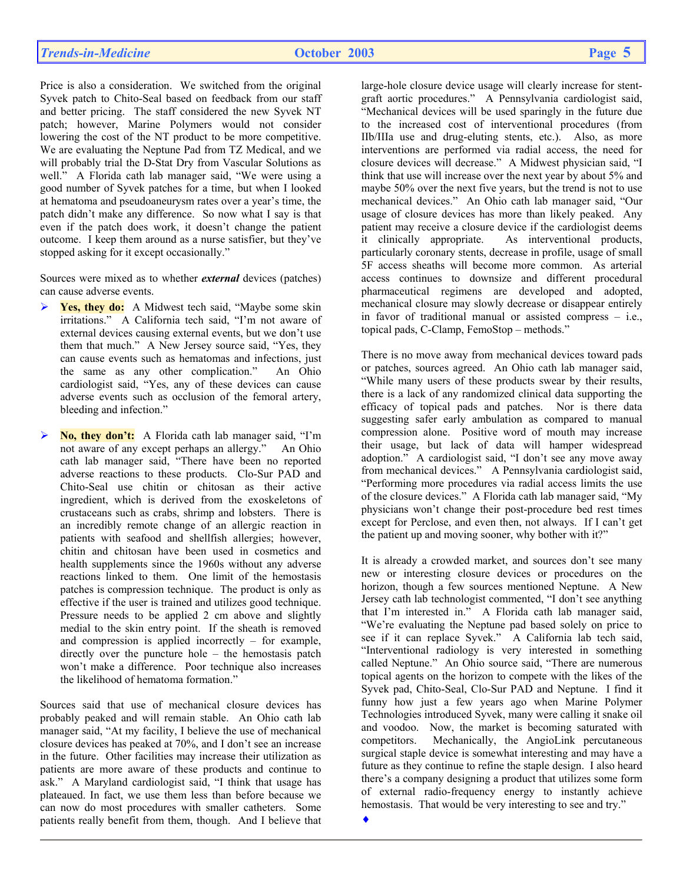Price is also a consideration. We switched from the original Syvek patch to Chito-Seal based on feedback from our staff and better pricing. The staff considered the new Syvek NT patch; however, Marine Polymers would not consider lowering the cost of the NT product to be more competitive. We are evaluating the Neptune Pad from TZ Medical, and we will probably trial the D-Stat Dry from Vascular Solutions as well." A Florida cath lab manager said, "We were using a good number of Syvek patches for a time, but when I looked at hematoma and pseudoaneurysm rates over a year's time, the patch didn't make any difference. So now what I say is that even if the patch does work, it doesn't change the patient outcome. I keep them around as a nurse satisfier, but they've stopped asking for it except occasionally."

Sources were mixed as to whether ***external*** devices (patches) can cause adverse events.

- **Yes, they do:** A Midwest tech said, "Maybe some skin irritations." A California tech said, "I'm not aware of external devices causing external events, but we don't use them that much." A New Jersey source said, "Yes, they can cause events such as hematomas and infections, just the same as any other complication." An Ohio cardiologist said, "Yes, any of these devices can cause adverse events such as occlusion of the femoral artery, bleeding and infection."

- **No, they don't:** A Florida cath lab manager said, "I'm not aware of any except perhaps an allergy." An Ohio cath lab manager said, "There have been no reported adverse reactions to these products. Clo-Sur PAD and Chito-Seal use chitin or chitosan as their active ingredient, which is derived from the exoskeletons of crustaceans such as crabs, shrimp and lobsters. There is an incredibly remote change of an allergic reaction in patients with seafood and shellfish allergies; however, chitin and chitosan have been used in cosmetics and health supplements since the 1960s without any adverse reactions linked to them. One limit of the hemostasis patches is compression technique. The product is only as effective if the user is trained and utilizes good technique. Pressure needs to be applied 2 cm above and slightly medial to the skin entry point. If the sheath is removed and compression is applied incorrectly – for example, directly over the puncture hole – the hemostasis patch won't make a difference. Poor technique also increases the likelihood of hematoma formation."

Sources said that use of mechanical closure devices has probably peaked and will remain stable. An Ohio cath lab manager said, "At my facility, I believe the use of mechanical closure devices has peaked at 70%, and I don't see an increase in the future. Other facilities may increase their utilization as patients are more aware of these products and continue to ask." A Maryland cardiologist said, "I think that usage has plateaued. In fact, we use them less than before because we can now do most procedures with smaller catheters. Some patients really benefit from them, though. And I believe that large-hole closure device usage will clearly increase for stent-graft aortic procedures." A Pennsylvania cardiologist said, "Mechanical devices will be used sparingly in the future due to the increased cost of interventional procedures (from IIb/IIIa use and drug-eluting stents, etc.). Also, as more interventions are performed via radial access, the need for closure devices will decrease." A Midwest physician said, "I think that use will increase over the next year by about 5% and maybe 50% over the next five years, but the trend is not to use mechanical devices." An Ohio cath lab manager said, "Our usage of closure devices has more than likely peaked. Any patient may receive a closure device if the cardiologist deems it clinically appropriate. As interventional products, particularly coronary stents, decrease in profile, usage of small 5F access sheaths will become more common. As arterial access continues to downsize and different procedural pharmaceutical regimens are developed and adopted, mechanical closure may slowly decrease or disappear entirely in favor of traditional manual or assisted compress – i.e., topical pads, C-Clamp, FemoStop – methods."

There is no move away from mechanical devices toward pads or patches, sources agreed. An Ohio cath lab manager said, "While many users of these products swear by their results, there is a lack of any randomized clinical data supporting the efficacy of topical pads and patches. Nor is there data suggesting safer early ambulation as compared to manual compression alone. Positive word of mouth may increase their usage, but lack of data will hamper widespread adoption." A cardiologist said, "I don't see any move away from mechanical devices." A Pennsylvania cardiologist said, "Performing more procedures via radial access limits the use of the closure devices." A Florida cath lab manager said, "My physicians won't change their post-procedure bed rest times except for Perclose, and even then, not always. If I can't get the patient up and moving sooner, why bother with it?"

It is already a crowded market, and sources don't see many new or interesting closure devices or procedures on the horizon, though a few sources mentioned Neptune. A New Jersey cath lab technologist commented, "I don't see anything that I'm interested in." A Florida cath lab manager said, "We're evaluating the Neptune pad based solely on price to see if it can replace Syvek." A California lab tech said, "Interventional radiology is very interested in something called Neptune." An Ohio source said, "There are numerous topical agents on the horizon to compete with the likes of the Syvek pad, Chito-Seal, Clo-Sur PAD and Neptune. I find it funny how just a few years ago when Marine Polymer Technologies introduced Syvek, many were calling it snake oil and voodoo. Now, the market is becoming saturated with competitors. Mechanically, the AngioLink percutaneous surgical staple device is somewhat interesting and may have a future as they continue to refine the staple design. I also heard there's a company designing a product that utilizes some form of external radio-frequency energy to instantly achieve hemostasis. That would be very interesting to see and try."

♦